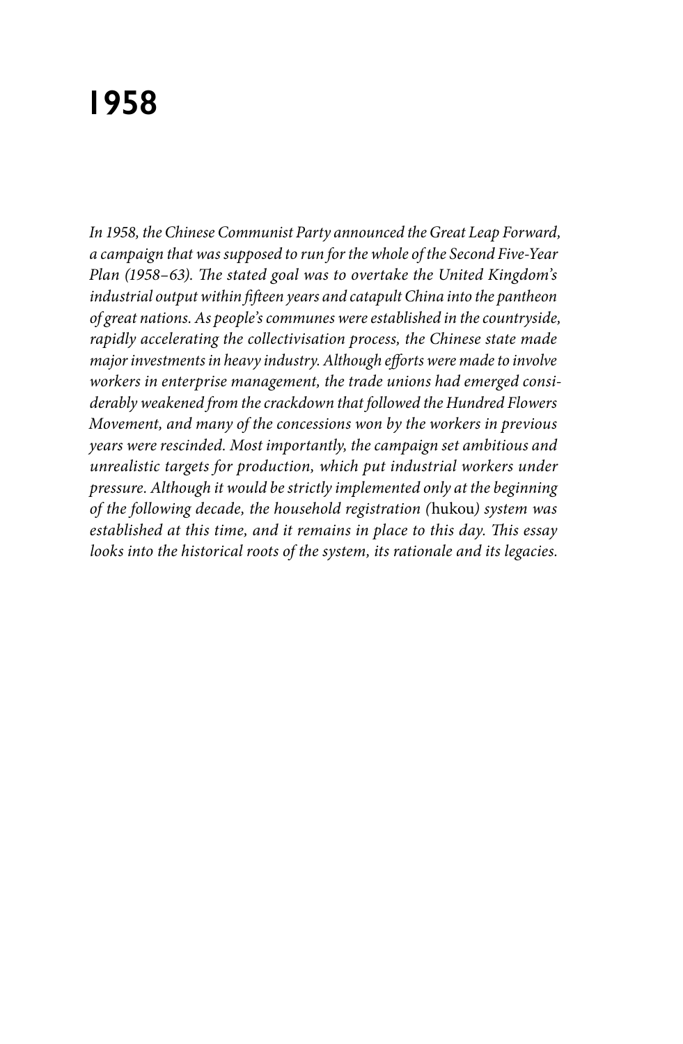# 1958

*In 1958, the Chinese Communist Party announced the Great Leap Forward, a campaign that was supposed to run for the whole of the Second Five-Year Plan (1958–63). The stated goal was to overtake the United Kingdom's industrial output within fifteen years and catapult China into the pantheon of great nations. As people's communes were established in the countryside, rapidly accelerating the collectivisation process, the Chinese state made major investments in heavy industry. Although efforts were made to involve workers in enterprise management, the trade unions had emerged considerably weakened from the crackdown that followed the Hundred Flowers Movement, and many of the concessions won by the workers in previous years were rescinded. Most importantly, the campaign set ambitious and unrealistic targets for production, which put industrial workers under pressure. Although it would be strictly implemented only at the beginning of the following decade, the household registration (*hukou*) system was established at this time, and it remains in place to this day. This essay looks into the historical roots of the system, its rationale and its legacies.*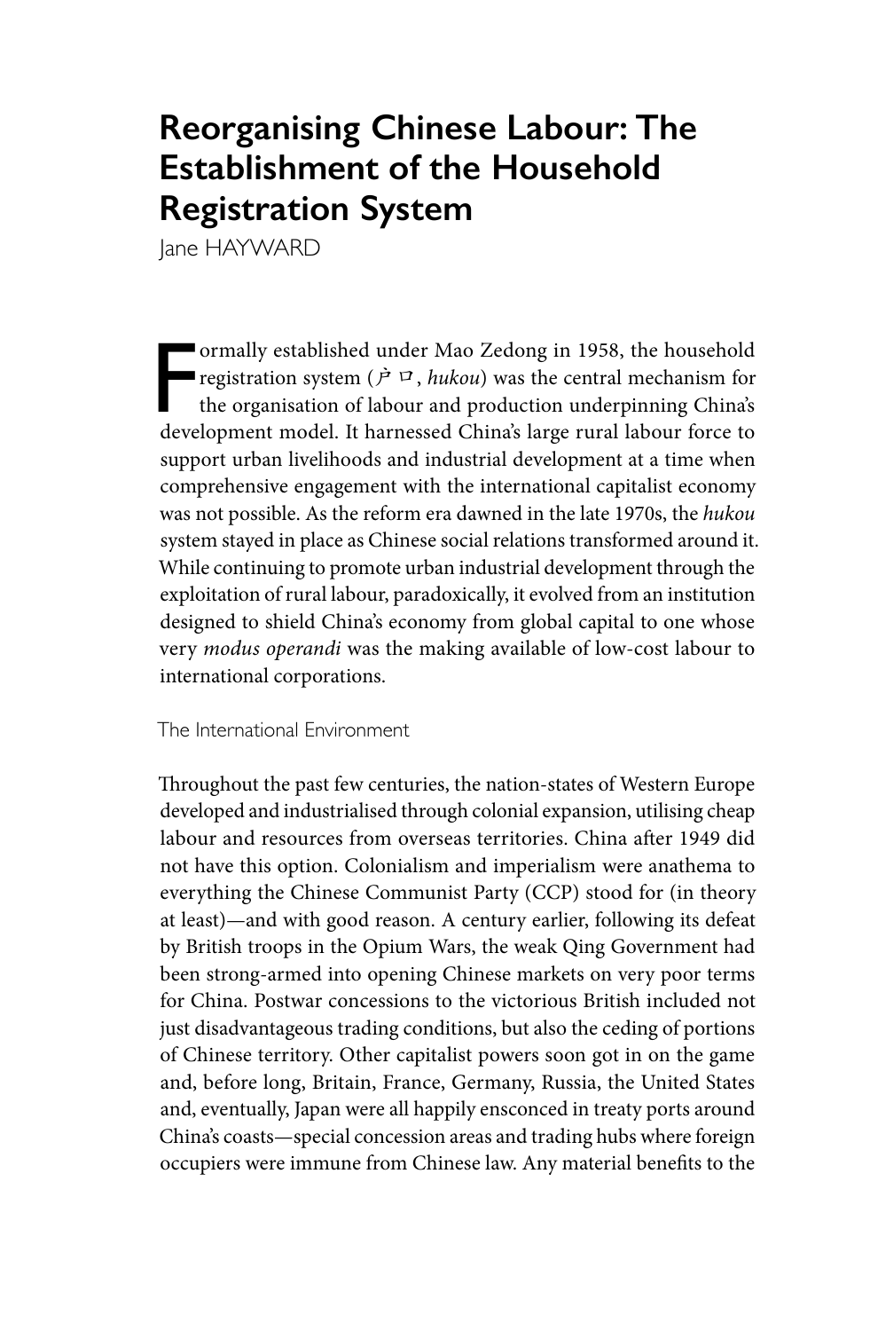# Reorganising Chinese Labour: The Establishment of the Household Registration System

Jane HAYWARD

Formally established under Mao Zedong in 1958, the household registration system (户口, *hukou*) was the central mechanism for the organisation of labour and production underpinning China's development model. It harnessed China's large rural labour force to support urban livelihoods and industrial development at a time when comprehensive engagement with the international capitalist economy was not possible. As the reform era dawned in the late 1970s, the *hukou* system stayed in place as Chinese social relations transformed around it. While continuing to promote urban industrial development through the exploitation of rural labour, paradoxically, it evolved from an institution designed to shield China's economy from global capital to one whose very *modus operandi* was the making available of low-cost labour to international corporations.

## The International Environment

Throughout the past few centuries, the nation-states of Western Europe developed and industrialised through colonial expansion, utilising cheap labour and resources from overseas territories. China after 1949 did not have this option. Colonialism and imperialism were anathema to everything the Chinese Communist Party (CCP) stood for (in theory at least)—and with good reason. A century earlier, following its defeat by British troops in the Opium Wars, the weak Qing Government had been strong-armed into opening Chinese markets on very poor terms for China. Postwar concessions to the victorious British included not just disadvantageous trading conditions, but also the ceding of portions of Chinese territory. Other capitalist powers soon got in on the game and, before long, Britain, France, Germany, Russia, the United States and, eventually, Japan were all happily ensconced in treaty ports around China's coasts—special concession areas and trading hubs where foreign occupiers were immune from Chinese law. Any material benefits to the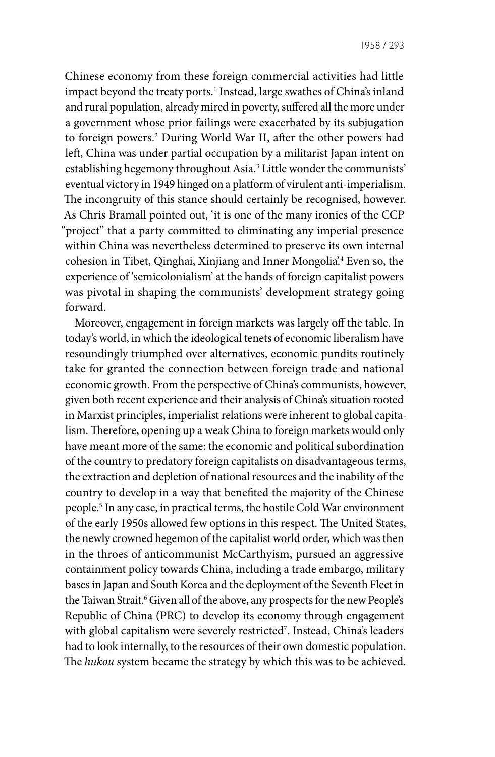Chinese economy from these foreign commercial activities had little impact beyond the treaty ports.[1] Instead, large swathes of China's inland and rural population, already mired in poverty, suffered all the more under a government whose prior failings were exacerbated by its subjugation to foreign powers.[2] During World War II, after the other powers had left, China was under partial occupation by a militarist Japan intent on establishing hegemony throughout Asia.[3] Little wonder the communists' eventual victory in 1949 hinged on a platform of virulent anti-imperialism. The incongruity of this stance should certainly be recognised, however. As Chris Bramall pointed out, 'it is one of the many ironies of the CCP "project" that a party committed to eliminating any imperial presence within China was nevertheless determined to preserve its own internal cohesion in Tibet, Qinghai, Xinjiang and Inner Mongolia'.[4] Even so, the experience of 'semicolonialism' at the hands of foreign capitalist powers was pivotal in shaping the communists' development strategy going forward.

Moreover, engagement in foreign markets was largely off the table. In today's world, in which the ideological tenets of economic liberalism have resoundingly triumphed over alternatives, economic pundits routinely take for granted the connection between foreign trade and national economic growth. From the perspective of China's communists, however, given both recent experience and their analysis of China's situation rooted in Marxist principles, imperialist relations were inherent to global capitalism. Therefore, opening up a weak China to foreign markets would only have meant more of the same: the economic and political subordination of the country to predatory foreign capitalists on disadvantageous terms, the extraction and depletion of national resources and the inability of the country to develop in a way that benefited the majority of the Chinese people.[5] In any case, in practical terms, the hostile Cold War environment of the early 1950s allowed few options in this respect. The United States, the newly crowned hegemon of the capitalist world order, which was then in the throes of anticommunist McCarthyism, pursued an aggressive containment policy towards China, including a trade embargo, military bases in Japan and South Korea and the deployment of the Seventh Fleet in the Taiwan Strait.[6] Given all of the above, any prospects for the new People's Republic of China (PRC) to develop its economy through engagement with global capitalism were severely restricted[7]. Instead, China's leaders had to look internally, to the resources of their own domestic population. The *hukou* system became the strategy by which this was to be achieved.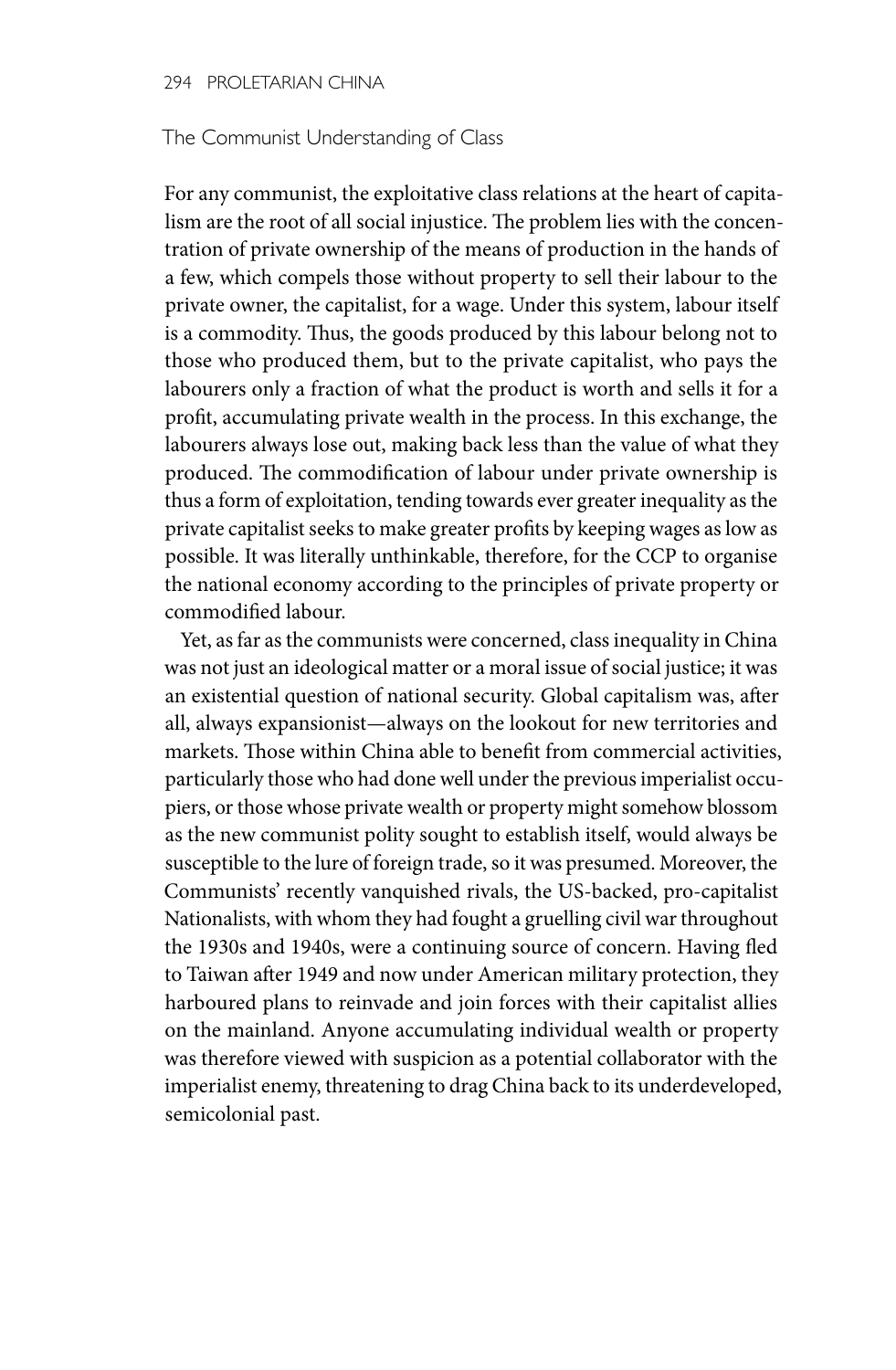## The Communist Understanding of Class

For any communist, the exploitative class relations at the heart of capitalism are the root of all social injustice. The problem lies with the concentration of private ownership of the means of production in the hands of a few, which compels those without property to sell their labour to the private owner, the capitalist, for a wage. Under this system, labour itself is a commodity. Thus, the goods produced by this labour belong not to those who produced them, but to the private capitalist, who pays the labourers only a fraction of what the product is worth and sells it for a profit, accumulating private wealth in the process. In this exchange, the labourers always lose out, making back less than the value of what they produced. The commodification of labour under private ownership is thus a form of exploitation, tending towards ever greater inequality as the private capitalist seeks to make greater profits by keeping wages as low as possible. It was literally unthinkable, therefore, for the CCP to organise the national economy according to the principles of private property or commodified labour.

Yet, as far as the communists were concerned, class inequality in China was not just an ideological matter or a moral issue of social justice; it was an existential question of national security. Global capitalism was, after all, always expansionist—always on the lookout for new territories and markets. Those within China able to benefit from commercial activities, particularly those who had done well under the previous imperialist occupiers, or those whose private wealth or property might somehow blossom as the new communist polity sought to establish itself, would always be susceptible to the lure of foreign trade, so it was presumed. Moreover, the Communists' recently vanquished rivals, the US-backed, pro-capitalist Nationalists, with whom they had fought a gruelling civil war throughout the 1930s and 1940s, were a continuing source of concern. Having fled to Taiwan after 1949 and now under American military protection, they harboured plans to reinvade and join forces with their capitalist allies on the mainland. Anyone accumulating individual wealth or property was therefore viewed with suspicion as a potential collaborator with the imperialist enemy, threatening to drag China back to its underdeveloped, semicolonial past.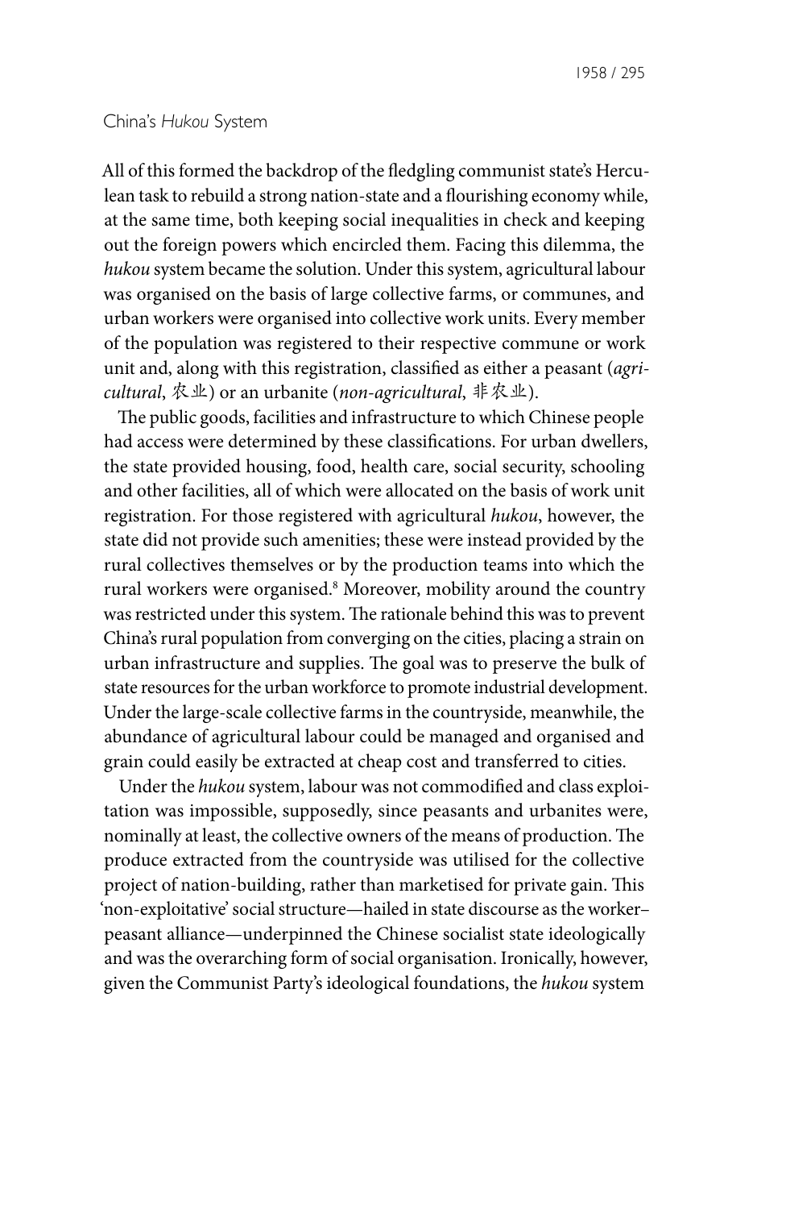All of this formed the backdrop of the fledgling communist state's Herculean task to rebuild a strong nation-state and a flourishing economy while, at the same time, both keeping social inequalities in check and keeping out the foreign powers which encircled them. Facing this dilemma, the *hukou* system became the solution. Under this system, agricultural labour was organised on the basis of large collective farms, or communes, and urban workers were organised into collective work units. Every member of the population was registered to their respective commune or work unit and, along with this registration, classified as either a peasant (*agricultural*, 农业) or an urbanite (*non-agricultural*, 非农业).

The public goods, facilities and infrastructure to which Chinese people had access were determined by these classifications. For urban dwellers, the state provided housing, food, health care, social security, schooling and other facilities, all of which were allocated on the basis of work unit registration. For those registered with agricultural *hukou*, however, the state did not provide such amenities; these were instead provided by the rural collectives themselves or by the production teams into which the rural workers were organised.[8] Moreover, mobility around the country was restricted under this system. The rationale behind this was to prevent China's rural population from converging on the cities, placing a strain on urban infrastructure and supplies. The goal was to preserve the bulk of state resources for the urban workforce to promote industrial development. Under the large-scale collective farms in the countryside, meanwhile, the abundance of agricultural labour could be managed and organised and grain could easily be extracted at cheap cost and transferred to cities.

Under the *hukou* system, labour was not commodified and class exploitation was impossible, supposedly, since peasants and urbanites were, nominally at least, the collective owners of the means of production. The produce extracted from the countryside was utilised for the collective project of nation-building, rather than marketised for private gain. This 'non-exploitative' social structure—hailed in state discourse as the worker–peasant alliance—underpinned the Chinese socialist state ideologically and was the overarching form of social organisation. Ironically, however, given the Communist Party's ideological foundations, the *hukou* system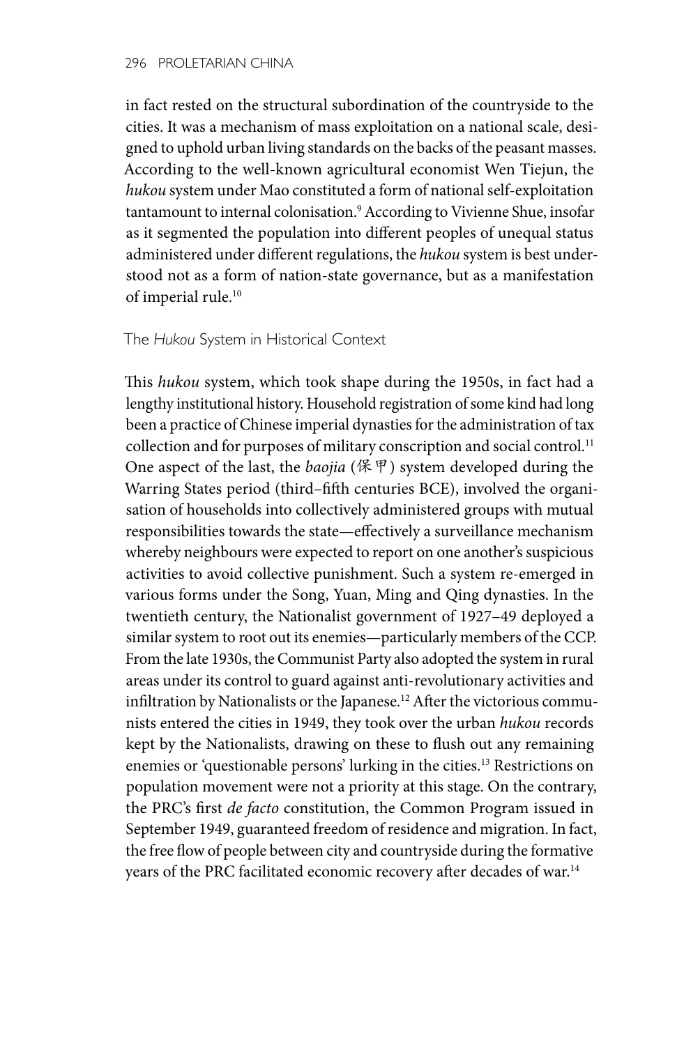in fact rested on the structural subordination of the countryside to the cities. It was a mechanism of mass exploitation on a national scale, designed to uphold urban living standards on the backs of the peasant masses. According to the well-known agricultural economist Wen Tiejun, the *hukou* system under Mao constituted a form of national self-exploitation tantamount to internal colonisation.[9] According to Vivienne Shue, insofar as it segmented the population into different peoples of unequal status administered under different regulations, the *hukou* system is best understood not as a form of nation-state governance, but as a manifestation of imperial rule.[10]

## The *Hukou* System in Historical Context

This *hukou* system, which took shape during the 1950s, in fact had a lengthy institutional history. Household registration of some kind had long been a practice of Chinese imperial dynasties for the administration of tax collection and for purposes of military conscription and social control.[11] One aspect of the last, the *baojia* (保甲) system developed during the Warring States period (third–fifth centuries BCE), involved the organisation of households into collectively administered groups with mutual responsibilities towards the state—effectively a surveillance mechanism whereby neighbours were expected to report on one another's suspicious activities to avoid collective punishment. Such a system re-emerged in various forms under the Song, Yuan, Ming and Qing dynasties. In the twentieth century, the Nationalist government of 1927–49 deployed a similar system to root out its enemies—particularly members of the CCP. From the late 1930s, the Communist Party also adopted the system in rural areas under its control to guard against anti-revolutionary activities and infiltration by Nationalists or the Japanese.[12] After the victorious communists entered the cities in 1949, they took over the urban *hukou* records kept by the Nationalists, drawing on these to flush out any remaining enemies or 'questionable persons' lurking in the cities.[13] Restrictions on population movement were not a priority at this stage. On the contrary, the PRC's first *de facto* constitution, the Common Program issued in September 1949, guaranteed freedom of residence and migration. In fact, the free flow of people between city and countryside during the formative years of the PRC facilitated economic recovery after decades of war.[14]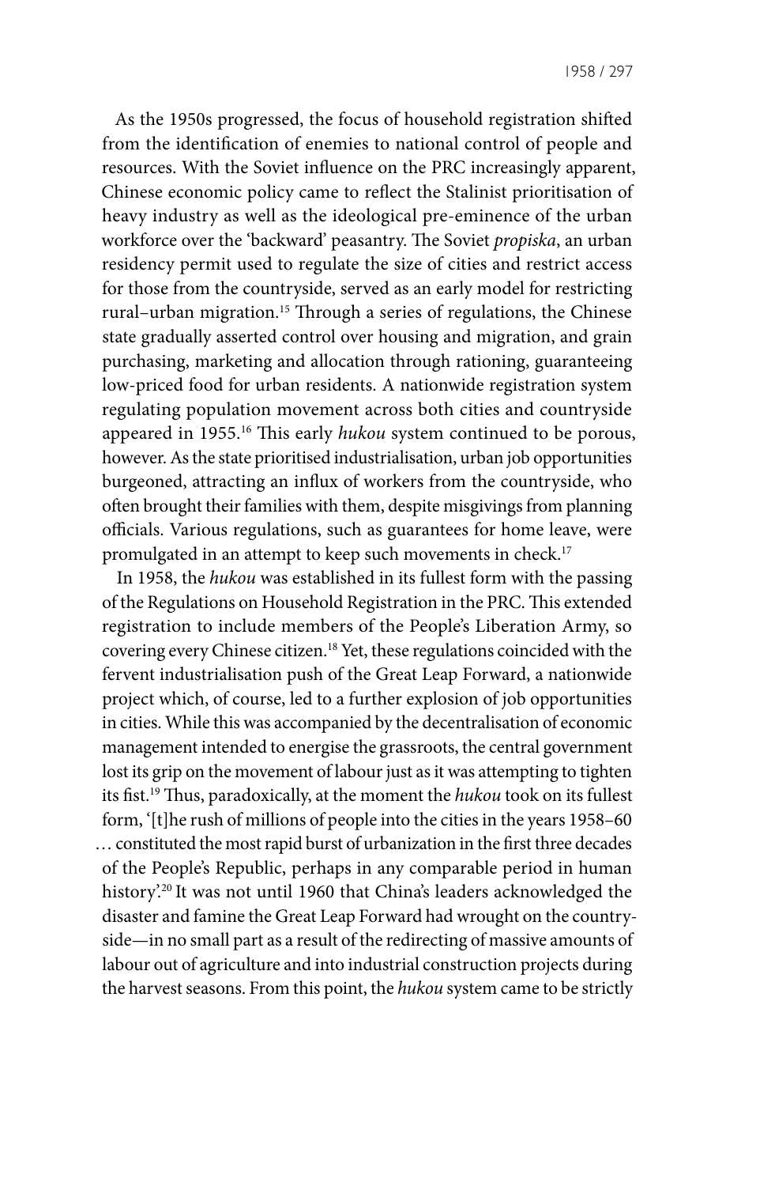As the 1950s progressed, the focus of household registration shifted from the identification of enemies to national control of people and resources. With the Soviet influence on the PRC increasingly apparent, Chinese economic policy came to reflect the Stalinist prioritisation of heavy industry as well as the ideological pre-eminence of the urban workforce over the 'backward' peasantry. The Soviet *propiska*, an urban residency permit used to regulate the size of cities and restrict access for those from the countryside, served as an early model for restricting rural–urban migration.[15] Through a series of regulations, the Chinese state gradually asserted control over housing and migration, and grain purchasing, marketing and allocation through rationing, guaranteeing low-priced food for urban residents. A nationwide registration system regulating population movement across both cities and countryside appeared in 1955.[16] This early *hukou* system continued to be porous, however. As the state prioritised industrialisation, urban job opportunities burgeoned, attracting an influx of workers from the countryside, who often brought their families with them, despite misgivings from planning officials. Various regulations, such as guarantees for home leave, were promulgated in an attempt to keep such movements in check.[17]

In 1958, the *hukou* was established in its fullest form with the passing of the Regulations on Household Registration in the PRC. This extended registration to include members of the People's Liberation Army, so covering every Chinese citizen.[18] Yet, these regulations coincided with the fervent industrialisation push of the Great Leap Forward, a nationwide project which, of course, led to a further explosion of job opportunities in cities. While this was accompanied by the decentralisation of economic management intended to energise the grassroots, the central government lost its grip on the movement of labour just as it was attempting to tighten its fist.[19] Thus, paradoxically, at the moment the *hukou* took on its fullest form, '[t]he rush of millions of people into the cities in the years 1958–60 … constituted the most rapid burst of urbanization in the first three decades of the People's Republic, perhaps in any comparable period in human history'.[20] It was not until 1960 that China's leaders acknowledged the disaster and famine the Great Leap Forward had wrought on the countryside—in no small part as a result of the redirecting of massive amounts of labour out of agriculture and into industrial construction projects during the harvest seasons. From this point, the *hukou* system came to be strictly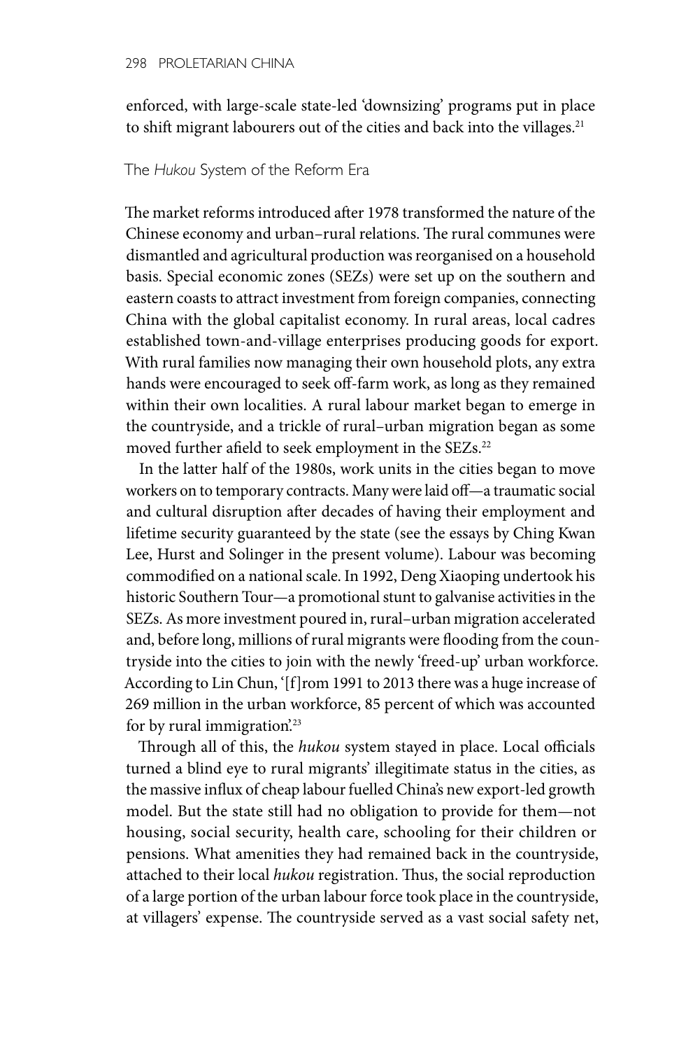enforced, with large-scale state-led 'downsizing' programs put in place to shift migrant labourers out of the cities and back into the villages.[21]

## The *Hukou* System of the Reform Era

The market reforms introduced after 1978 transformed the nature of the Chinese economy and urban–rural relations. The rural communes were dismantled and agricultural production was reorganised on a household basis. Special economic zones (SEZs) were set up on the southern and eastern coasts to attract investment from foreign companies, connecting China with the global capitalist economy. In rural areas, local cadres established town-and-village enterprises producing goods for export. With rural families now managing their own household plots, any extra hands were encouraged to seek off-farm work, as long as they remained within their own localities. A rural labour market began to emerge in the countryside, and a trickle of rural–urban migration began as some moved further afield to seek employment in the SEZs.[22]

In the latter half of the 1980s, work units in the cities began to move workers on to temporary contracts. Many were laid off—a traumatic social and cultural disruption after decades of having their employment and lifetime security guaranteed by the state (see the essays by Ching Kwan Lee, Hurst and Solinger in the present volume). Labour was becoming commodified on a national scale. In 1992, Deng Xiaoping undertook his historic Southern Tour—a promotional stunt to galvanise activities in the SEZs. As more investment poured in, rural–urban migration accelerated and, before long, millions of rural migrants were flooding from the countryside into the cities to join with the newly 'freed-up' urban workforce. According to Lin Chun, '[f]rom 1991 to 2013 there was a huge increase of 269 million in the urban workforce, 85 percent of which was accounted for by rural immigration'.[23]

Through all of this, the *hukou* system stayed in place. Local officials turned a blind eye to rural migrants' illegitimate status in the cities, as the massive influx of cheap labour fuelled China's new export-led growth model. But the state still had no obligation to provide for them—not housing, social security, health care, schooling for their children or pensions. What amenities they had remained back in the countryside, attached to their local *hukou* registration. Thus, the social reproduction of a large portion of the urban labour force took place in the countryside, at villagers' expense. The countryside served as a vast social safety net,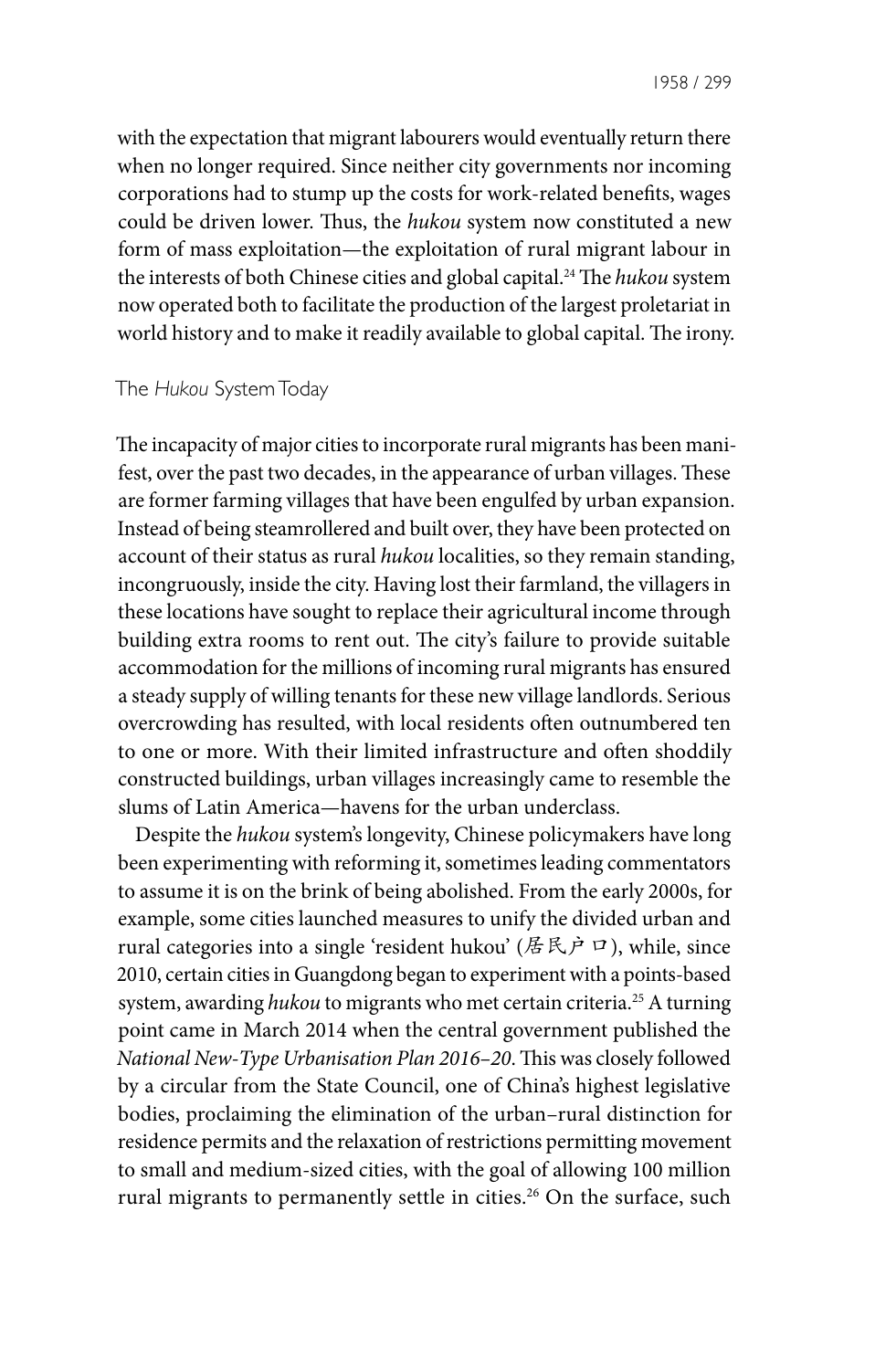with the expectation that migrant labourers would eventually return there when no longer required. Since neither city governments nor incoming corporations had to stump up the costs for work-related benefits, wages could be driven lower. Thus, the *hukou* system now constituted a new form of mass exploitation—the exploitation of rural migrant labour in the interests of both Chinese cities and global capital.[24] The *hukou* system now operated both to facilitate the production of the largest proletariat in world history and to make it readily available to global capital. The irony.

## The *Hukou* System Today

The incapacity of major cities to incorporate rural migrants has been manifest, over the past two decades, in the appearance of urban villages. These are former farming villages that have been engulfed by urban expansion. Instead of being steamrollered and built over, they have been protected on account of their status as rural *hukou* localities, so they remain standing, incongruously, inside the city. Having lost their farmland, the villagers in these locations have sought to replace their agricultural income through building extra rooms to rent out. The city's failure to provide suitable accommodation for the millions of incoming rural migrants has ensured a steady supply of willing tenants for these new village landlords. Serious overcrowding has resulted, with local residents often outnumbered ten to one or more. With their limited infrastructure and often shoddily constructed buildings, urban villages increasingly came to resemble the slums of Latin America—havens for the urban underclass.

Despite the *hukou* system's longevity, Chinese policymakers have long been experimenting with reforming it, sometimes leading commentators to assume it is on the brink of being abolished. From the early 2000s, for example, some cities launched measures to unify the divided urban and rural categories into a single 'resident hukou' (居民户口), while, since 2010, certain cities in Guangdong began to experiment with a points-based system, awarding *hukou* to migrants who met certain criteria.[25] A turning point came in March 2014 when the central government published the *National New-Type Urbanisation Plan 2016–20*. This was closely followed by a circular from the State Council, one of China's highest legislative bodies, proclaiming the elimination of the urban–rural distinction for residence permits and the relaxation of restrictions permitting movement to small and medium-sized cities, with the goal of allowing 100 million rural migrants to permanently settle in cities.[26] On the surface, such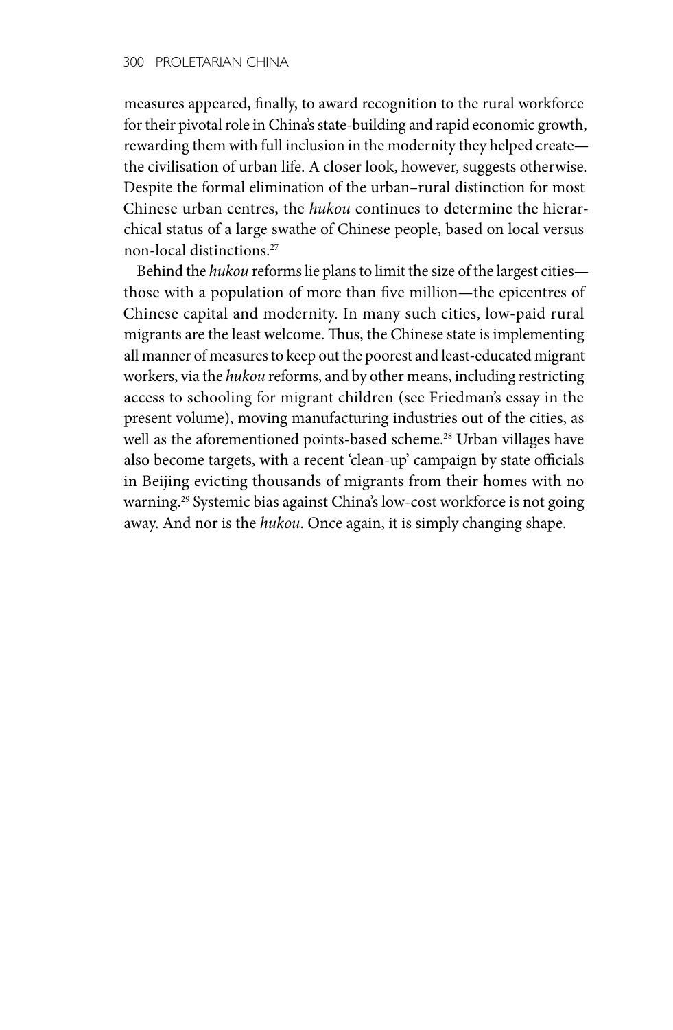measures appeared, finally, to award recognition to the rural workforce for their pivotal role in China's state-building and rapid economic growth, rewarding them with full inclusion in the modernity they helped create—the civilisation of urban life. A closer look, however, suggests otherwise. Despite the formal elimination of the urban–rural distinction for most Chinese urban centres, the *hukou* continues to determine the hierarchical status of a large swathe of Chinese people, based on local versus non-local distinctions.[27]

Behind the *hukou* reforms lie plans to limit the size of the largest cities—those with a population of more than five million—the epicentres of Chinese capital and modernity. In many such cities, low-paid rural migrants are the least welcome. Thus, the Chinese state is implementing all manner of measures to keep out the poorest and least-educated migrant workers, via the *hukou* reforms, and by other means, including restricting access to schooling for migrant children (see Friedman's essay in the present volume), moving manufacturing industries out of the cities, as well as the aforementioned points-based scheme.[28] Urban villages have also become targets, with a recent 'clean-up' campaign by state officials in Beijing evicting thousands of migrants from their homes with no warning.[29] Systemic bias against China's low-cost workforce is not going away. And nor is the *hukou*. Once again, it is simply changing shape.